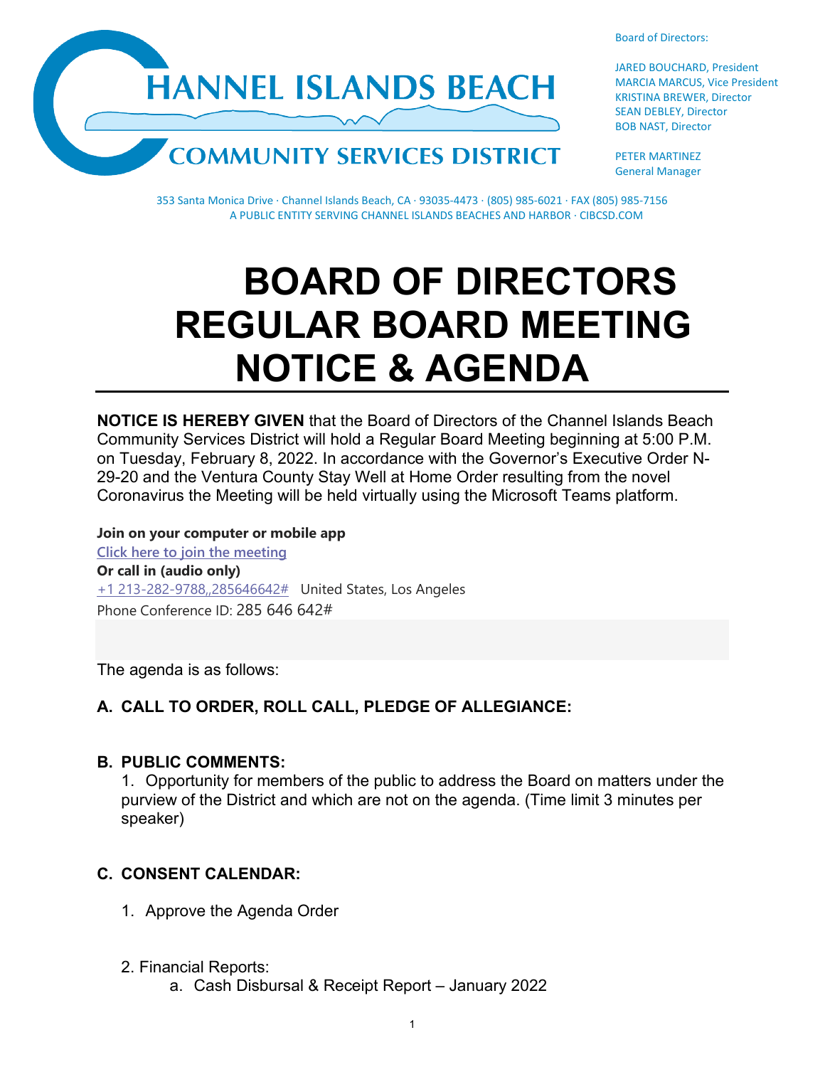CHANNEL ISLANDS BEACH
COMMUNITY SERVICES DISTRICT

Board of Directors:

JARED BOUCHARD, President
MARCIA MARCUS, Vice President
KRISTINA BREWER, Director
SEAN DEBLEY, Director
BOB NAST, Director

PETER MARTINEZ
General Manager

353 Santa Monica Drive · Channel Islands Beach, CA · 93035-4473 · (805) 985-6021 · FAX (805) 985-7156
A PUBLIC ENTITY SERVING CHANNEL ISLANDS BEACHES AND HARBOR · CIBCSD.COM

# BOARD OF DIRECTORS REGULAR BOARD MEETING NOTICE & AGENDA

**NOTICE IS HEREBY GIVEN** that the Board of Directors of the Channel Islands Beach Community Services District will hold a Regular Board Meeting beginning at 5:00 P.M. on Tuesday, February 8, 2022. In accordance with the Governor's Executive Order N-29-20 and the Ventura County Stay Well at Home Order resulting from the novel Coronavirus the Meeting will be held virtually using the Microsoft Teams platform.

**Join on your computer or mobile app**
Click here to join the meeting
**Or call in (audio only)**
+1 213-282-9788,,285646642# United States, Los Angeles
Phone Conference ID: 285 646 642#

The agenda is as follows:

## A. CALL TO ORDER, ROLL CALL, PLEDGE OF ALLEGIANCE:

## B. PUBLIC COMMENTS:

1. Opportunity for members of the public to address the Board on matters under the purview of the District and which are not on the agenda. (Time limit 3 minutes per speaker)

## C. CONSENT CALENDAR:

1. Approve the Agenda Order

2. Financial Reports:
   a. Cash Disbursal & Receipt Report – January 2022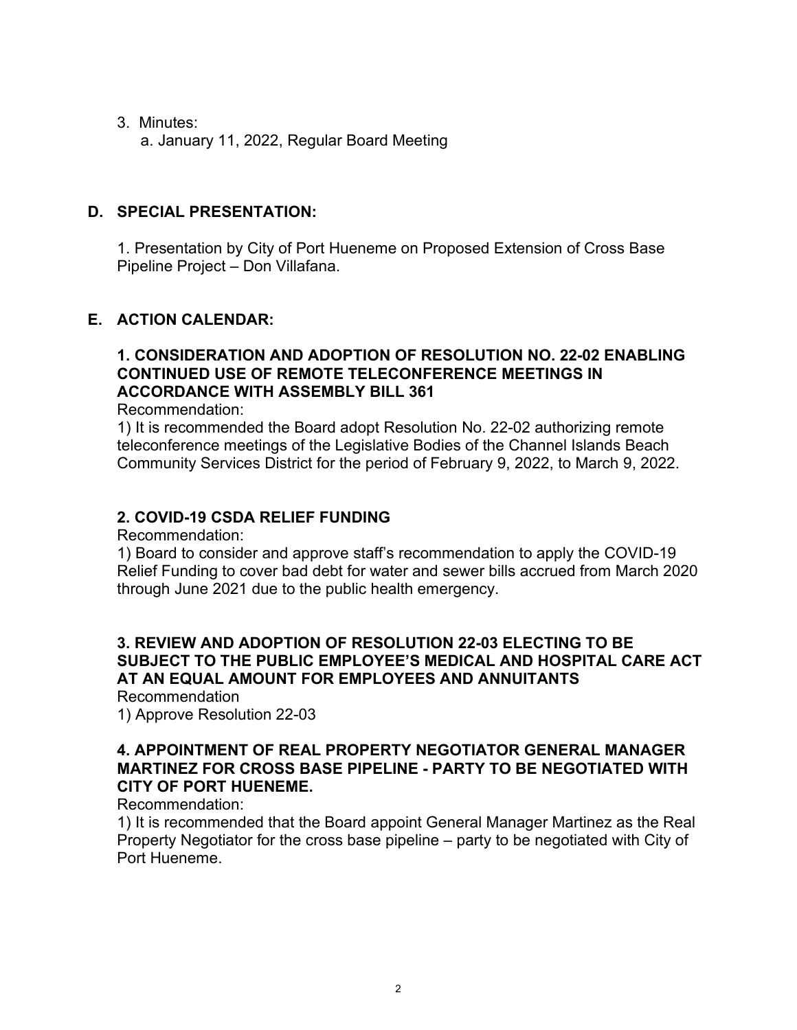3. Minutes:
   a. January 11, 2022, Regular Board Meeting

## D. SPECIAL PRESENTATION:

1. Presentation by City of Port Hueneme on Proposed Extension of Cross Base Pipeline Project – Don Villafana.

## E. ACTION CALENDAR:

### 1. CONSIDERATION AND ADOPTION OF RESOLUTION NO. 22-02 ENABLING CONTINUED USE OF REMOTE TELECONFERENCE MEETINGS IN ACCORDANCE WITH ASSEMBLY BILL 361

Recommendation:

1) It is recommended the Board adopt Resolution No. 22-02 authorizing remote teleconference meetings of the Legislative Bodies of the Channel Islands Beach Community Services District for the period of February 9, 2022, to March 9, 2022.

### 2. COVID-19 CSDA RELIEF FUNDING

Recommendation:

1) Board to consider and approve staff's recommendation to apply the COVID-19 Relief Funding to cover bad debt for water and sewer bills accrued from March 2020 through June 2021 due to the public health emergency.

### 3. REVIEW AND ADOPTION OF RESOLUTION 22-03 ELECTING TO BE SUBJECT TO THE PUBLIC EMPLOYEE'S MEDICAL AND HOSPITAL CARE ACT AT AN EQUAL AMOUNT FOR EMPLOYEES AND ANNUITANTS

Recommendation

1) Approve Resolution 22-03

### 4. APPOINTMENT OF REAL PROPERTY NEGOTIATOR GENERAL MANAGER MARTINEZ FOR CROSS BASE PIPELINE - PARTY TO BE NEGOTIATED WITH CITY OF PORT HUENEME.

Recommendation:

1) It is recommended that the Board appoint General Manager Martinez as the Real Property Negotiator for the cross base pipeline – party to be negotiated with City of Port Hueneme.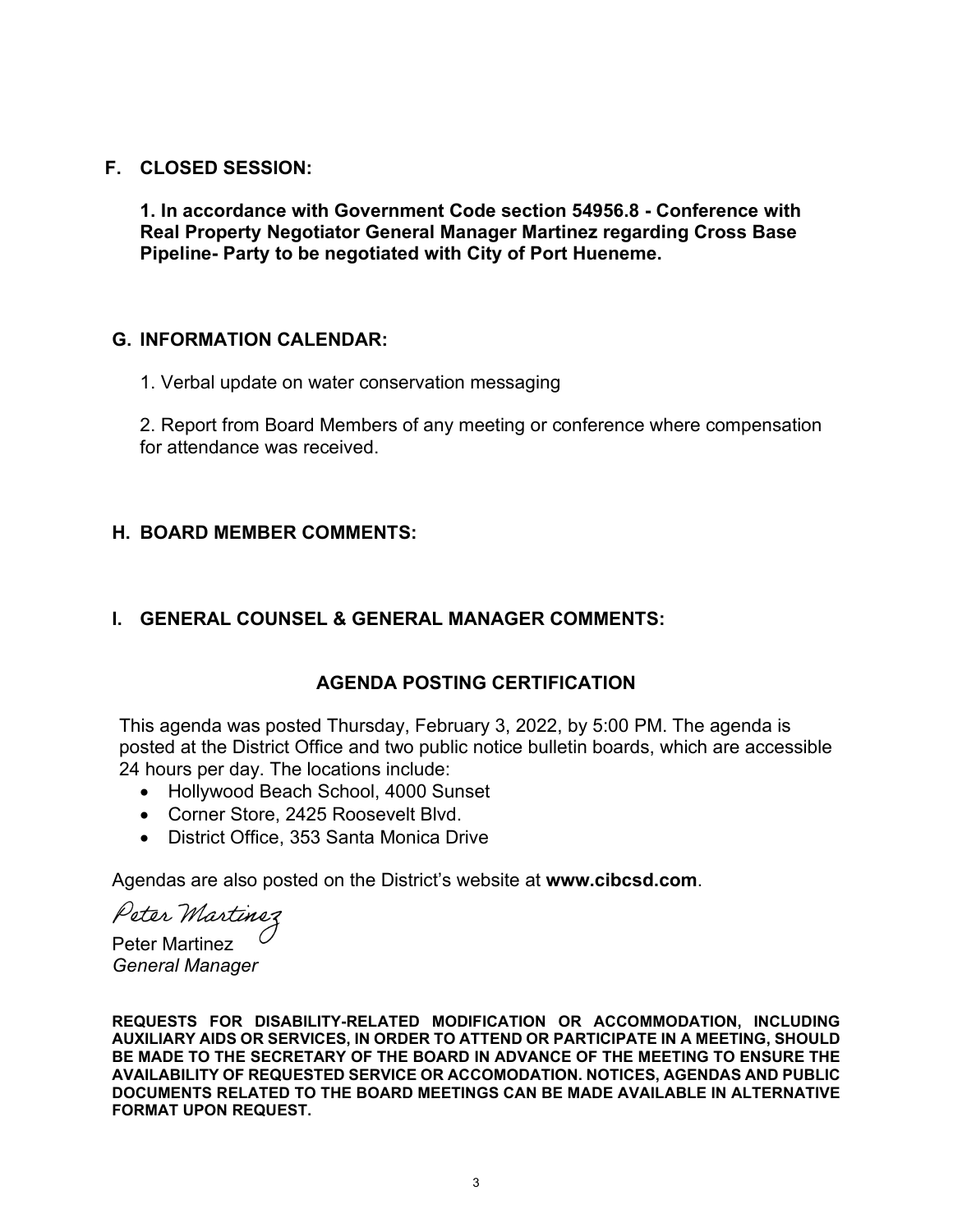## F. CLOSED SESSION:

**1. In accordance with Government Code section 54956.8 - Conference with Real Property Negotiator General Manager Martinez regarding Cross Base Pipeline- Party to be negotiated with City of Port Hueneme.**

## G. INFORMATION CALENDAR:

1. Verbal update on water conservation messaging

2. Report from Board Members of any meeting or conference where compensation for attendance was received.

## H. BOARD MEMBER COMMENTS:

## I. GENERAL COUNSEL & GENERAL MANAGER COMMENTS:

### AGENDA POSTING CERTIFICATION

This agenda was posted Thursday, February 3, 2022, by 5:00 PM. The agenda is posted at the District Office and two public notice bulletin boards, which are accessible 24 hours per day. The locations include:

- Hollywood Beach School, 4000 Sunset
- Corner Store, 2425 Roosevelt Blvd.
- District Office, 353 Santa Monica Drive

Agendas are also posted on the District's website at **www.cibcsd.com**.

*Peter Martinez*

Peter Martinez
*General Manager*

**REQUESTS FOR DISABILITY-RELATED MODIFICATION OR ACCOMMODATION, INCLUDING AUXILIARY AIDS OR SERVICES, IN ORDER TO ATTEND OR PARTICIPATE IN A MEETING, SHOULD BE MADE TO THE SECRETARY OF THE BOARD IN ADVANCE OF THE MEETING TO ENSURE THE AVAILABILITY OF REQUESTED SERVICE OR ACCOMODATION. NOTICES, AGENDAS AND PUBLIC DOCUMENTS RELATED TO THE BOARD MEETINGS CAN BE MADE AVAILABLE IN ALTERNATIVE FORMAT UPON REQUEST.**